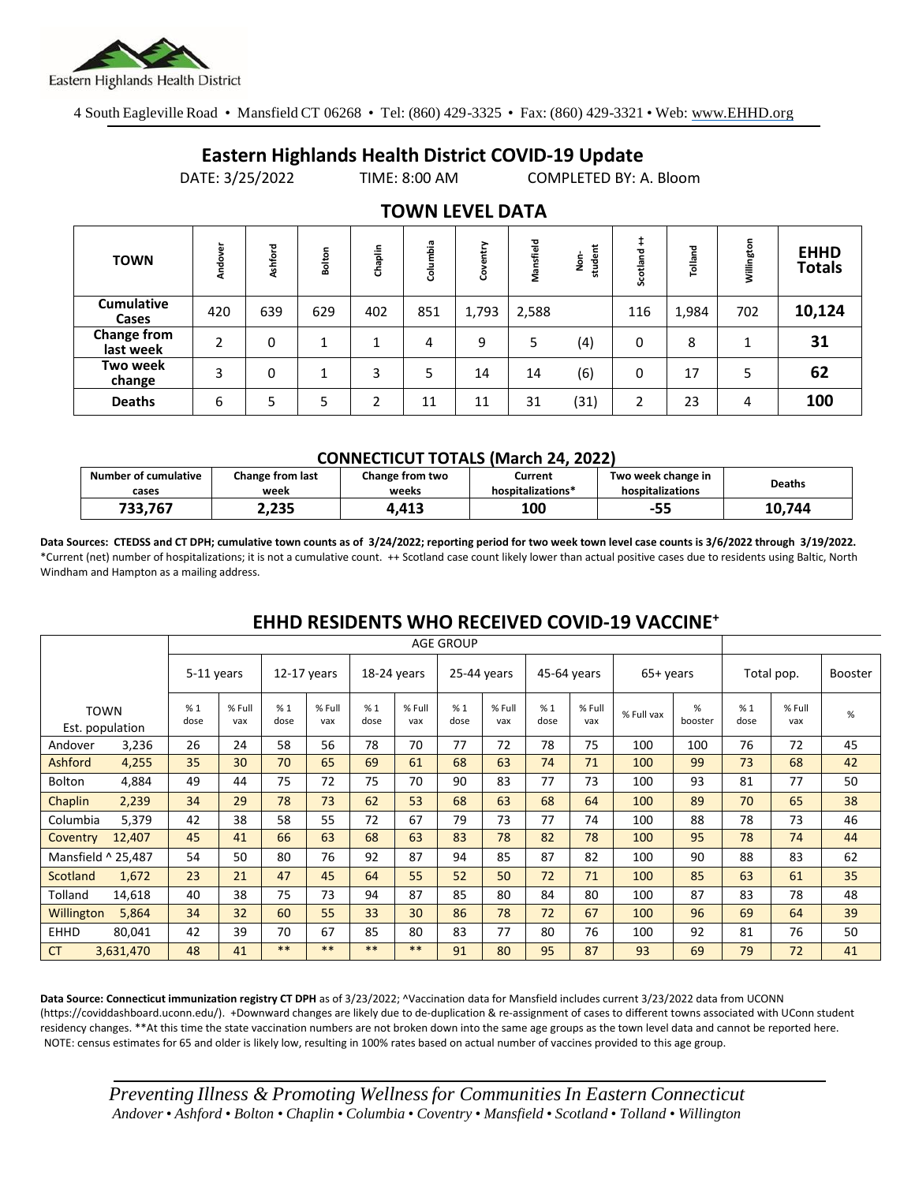Eastern Highlands Health District

4 South Eagleville Road • Mansfield CT 06268 • Tel: (860) 429-3325 • Fax: (860) 429-3321 • Web: www.EHHD.org

# Eastern Highlands Health District COVID-19 Update

DATE: 3/25/2022 TIME: 8:00 AM COMPLETED BY: A. Bloom

## TOWN LEVEL DATA

| TOWN | Andover | Ashford | Bolton | Chaplin | Columbia | Coventry | Mansfield | Non-student | Scotland ++ | Tolland | Willington | EHHD Totals |
|---|---|---|---|---|---|---|---|---|---|---|---|---|
| Cumulative Cases | 420 | 639 | 629 | 402 | 851 | 1,793 | 2,588 | | 116 | 1,984 | 702 | **10,124** |
| Change from last week | 2 | 0 | 1 | 1 | 4 | 9 | 5 | (4) | 0 | 8 | 1 | **31** |
| Two week change | 3 | 0 | 1 | 3 | 5 | 14 | 14 | (6) | 0 | 17 | 5 | **62** |
| Deaths | 6 | 5 | 5 | 2 | 11 | 11 | 31 | (31) | 2 | 23 | 4 | **100** |

### CONNECTICUT TOTALS (March 24, 2022)

| Number of cumulative cases | Change from last week | Change from two weeks | Current hospitalizations* | Two week change in hospitalizations | Deaths |
|---|---|---|---|---|---|
| **733,767** | **2,235** | **4,413** | **100** | **-55** | **10,744** |

**Data Sources: CTEDSS and CT DPH; cumulative town counts as of 3/24/2022; reporting period for two week town level case counts is 3/6/2022 through 3/19/2022.** *Current (net) number of hospitalizations; it is not a cumulative count. ++ Scotland case count likely lower than actual positive cases due to residents using Baltic, North Windham and Hampton as a mailing address.

## EHHD RESIDENTS WHO RECEIVED COVID-19 VACCINE+

| TOWN | Est. population | 5-11 years % 1 dose | 5-11 years % Full vax | 12-17 years % 1 dose | 12-17 years % Full vax | 18-24 years % 1 dose | 18-24 years % Full vax | 25-44 years % 1 dose | 25-44 years % Full vax | 45-64 years % 1 dose | 45-64 years % Full vax | 65+ years % Full vax | 65+ years % booster | Total pop. % 1 dose | Total pop. % Full vax | Booster % |
|---|---|---|---|---|---|---|---|---|---|---|---|---|---|---|---|---|
| Andover | 3,236 | 26 | 24 | 58 | 56 | 78 | 70 | 77 | 72 | 78 | 75 | 100 | 100 | 76 | 72 | 45 |
| Ashford | 4,255 | 35 | 30 | 70 | 65 | 69 | 61 | 68 | 63 | 74 | 71 | 100 | 99 | 73 | 68 | 42 |
| Bolton | 4,884 | 49 | 44 | 75 | 72 | 75 | 70 | 90 | 83 | 77 | 73 | 100 | 93 | 81 | 77 | 50 |
| Chaplin | 2,239 | 34 | 29 | 78 | 73 | 62 | 53 | 68 | 63 | 68 | 64 | 100 | 89 | 70 | 65 | 38 |
| Columbia | 5,379 | 42 | 38 | 58 | 55 | 72 | 67 | 79 | 73 | 77 | 74 | 100 | 88 | 78 | 73 | 46 |
| Coventry | 12,407 | 45 | 41 | 66 | 63 | 68 | 63 | 83 | 78 | 82 | 78 | 100 | 95 | 78 | 74 | 44 |
| Mansfield ^ | 25,487 | 54 | 50 | 80 | 76 | 92 | 87 | 94 | 85 | 87 | 82 | 100 | 90 | 88 | 83 | 62 |
| Scotland | 1,672 | 23 | 21 | 47 | 45 | 64 | 55 | 52 | 50 | 72 | 71 | 100 | 85 | 63 | 61 | 35 |
| Tolland | 14,618 | 40 | 38 | 75 | 73 | 94 | 87 | 85 | 80 | 84 | 80 | 100 | 87 | 83 | 78 | 48 |
| Willington | 5,864 | 34 | 32 | 60 | 55 | 33 | 30 | 86 | 78 | 72 | 67 | 100 | 96 | 69 | 64 | 39 |
| EHHD | 80,041 | 42 | 39 | 70 | 67 | 85 | 80 | 83 | 77 | 80 | 76 | 100 | 92 | 81 | 76 | 50 |
| CT | 3,631,470 | 48 | 41 | ** | ** | ** | ** | 91 | 80 | 95 | 87 | 93 | 69 | 79 | 72 | 41 |

**Data Source: Connecticut immunization registry CT DPH** as of 3/23/2022; ^Vaccination data for Mansfield includes current 3/23/2022 data from UCONN (https://coviddashboard.uconn.edu/). +Downward changes are likely due to de-duplication & re-assignment of cases to different towns associated with UConn student residency changes. **At this time the state vaccination numbers are not broken down into the same age groups as the town level data and cannot be reported here. NOTE: census estimates for 65 and older is likely low, resulting in 100% rates based on actual number of vaccines provided to this age group.

*Preventing Illness & Promoting Wellness for Communities In Eastern Connecticut*
*Andover • Ashford • Bolton • Chaplin • Columbia • Coventry • Mansfield • Scotland • Tolland • Willington*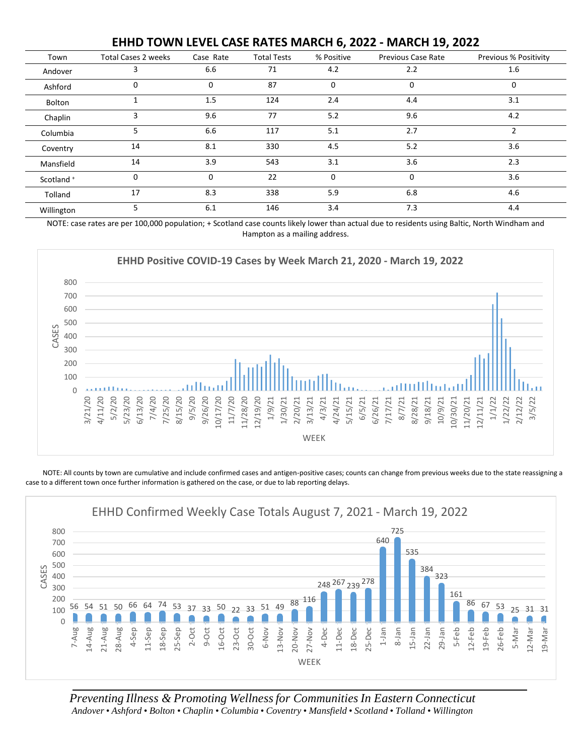## EHHD TOWN LEVEL CASE RATES MARCH 6, 2022 - MARCH 19, 2022

| Town | Total Cases 2 weeks | Case Rate | Total Tests | % Positive | Previous Case Rate | Previous % Positivity |
|---|---|---|---|---|---|---|
| Andover | 3 | 6.6 | 71 | 4.2 | 2.2 | 1.6 |
| Ashford | 0 | 0 | 87 | 0 | 0 | 0 |
| Bolton | 1 | 1.5 | 124 | 2.4 | 4.4 | 3.1 |
| Chaplin | 3 | 9.6 | 77 | 5.2 | 9.6 | 4.2 |
| Columbia | 5 | 6.6 | 117 | 5.1 | 2.7 | 2 |
| Coventry | 14 | 8.1 | 330 | 4.5 | 5.2 | 3.6 |
| Mansfield | 14 | 3.9 | 543 | 3.1 | 3.6 | 2.3 |
| Scotland + | 0 | 0 | 22 | 0 | 0 | 3.6 |
| Tolland | 17 | 8.3 | 338 | 5.9 | 6.8 | 4.6 |
| Willington | 5 | 6.1 | 146 | 3.4 | 7.3 | 4.4 |

NOTE: case rates are per 100,000 population; + Scotland case counts likely lower than actual due to residents using Baltic, North Windham and Hampton as a mailing address.

EHHD Positive COVID-19 Cases by Week March 21, 2020 - March 19, 2022

CASES

0
100
200
300
400
500
600
700
800

WEEK

3/21/20
4/11/20
5/2/20
5/23/20
6/13/20
7/4/20
7/25/20
8/15/20
9/5/20
9/26/20
10/17/20
11/7/20
11/28/20
12/19/20
1/9/21
1/30/21
2/20/21
3/13/21
4/3/21
4/24/21
5/15/21
6/5/21
6/26/21
7/17/21
8/7/21
8/28/21
9/18/21
10/9/21
10/30/21
11/20/21
12/11/21
1/1/22
1/22/22
2/12/22
3/5/22

NOTE: All counts by town are cumulative and include confirmed cases and antigen-positive cases; counts can change from previous weeks due to the state reassigning a case to a different town once further information is gathered on the case, or due to lab reporting delays.

EHHD Confirmed Weekly Case Totals August 7, 2021 - March 19, 2022

CASES

0
100
200
300
400
500
600
700
800

56 54 51 50 66 64 74 53 37 33 50 22 33 51 49 88 116 248 267 239 278 640 725 535 384 323 161 86 67 53 25 31 31

7-Aug
14-Aug
21-Aug
28-Aug
4-Sep
11-Sep
18-Sep
25-Sep
2-Oct
9-Oct
16-Oct
23-Oct
30-Oct
6-Nov
13-Nov
20-Nov
27-Nov
4-Dec
11-Dec
18-Dec
25-Dec
1-Jan
8-Jan
15-Jan
22-Jan
29-Jan
5-Feb
12-Feb
19-Feb
26-Feb
5-Mar
12-Mar
19-Mar

WEEK

*Preventing Illness & Promoting Wellness for Communities In Eastern Connecticut*
*Andover • Ashford • Bolton • Chaplin • Columbia • Coventry • Mansfield • Scotland • Tolland • Willington*